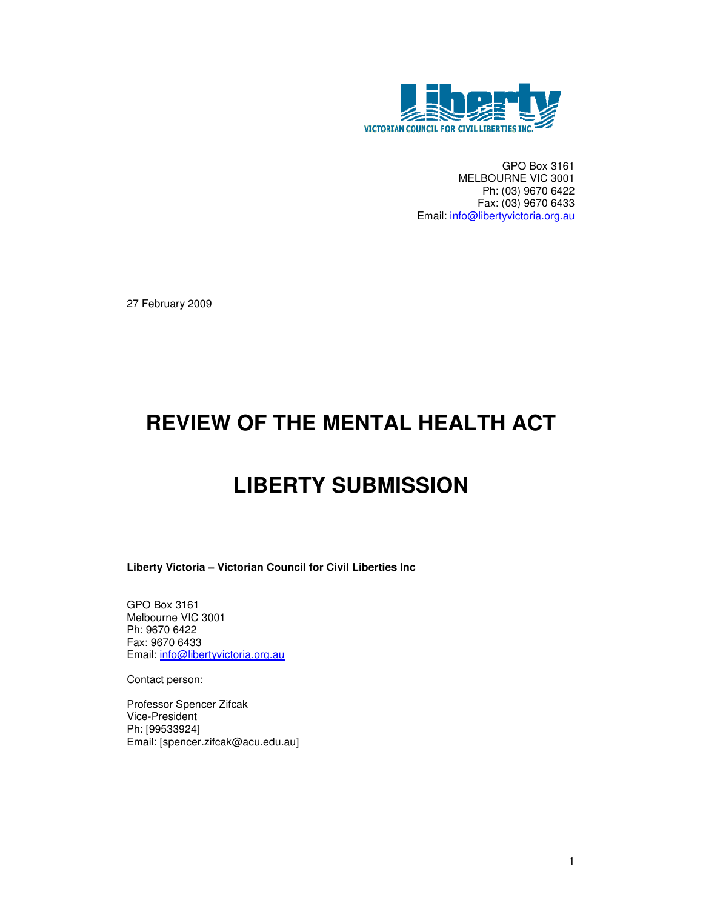Liberty

VICTORIAN COUNCIL FOR CIVIL LIBERTIES INC.

GPO Box 3161
MELBOURNE VIC 3001
Ph: (03) 9670 6422
Fax: (03) 9670 6433
Email: info@libertyvictoria.org.au

27 February 2009

# REVIEW OF THE MENTAL HEALTH ACT

# LIBERTY SUBMISSION

**Liberty Victoria – Victorian Council for Civil Liberties Inc**

GPO Box 3161
Melbourne VIC 3001
Ph: 9670 6422
Fax: 9670 6433
Email: info@libertyvictoria.org.au

Contact person:

Professor Spencer Zifcak
Vice-President
Ph: [99533924]
Email: [spencer.zifcak@acu.edu.au]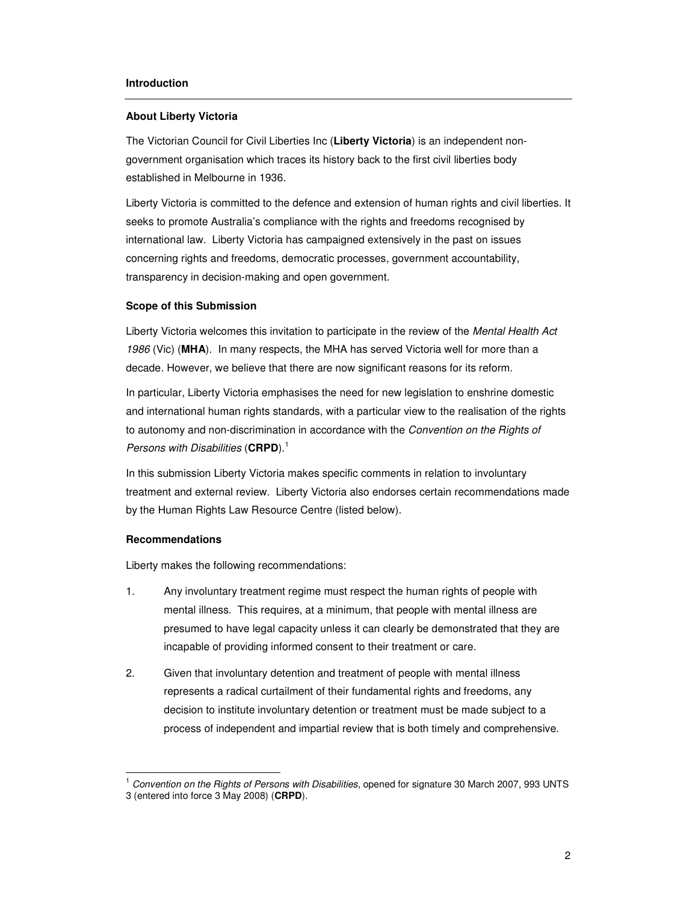**Introduction**

---

**About Liberty Victoria**

The Victorian Council for Civil Liberties Inc (**Liberty Victoria**) is an independent non-government organisation which traces its history back to the first civil liberties body established in Melbourne in 1936.

Liberty Victoria is committed to the defence and extension of human rights and civil liberties. It seeks to promote Australia's compliance with the rights and freedoms recognised by international law. Liberty Victoria has campaigned extensively in the past on issues concerning rights and freedoms, democratic processes, government accountability, transparency in decision-making and open government.

**Scope of this Submission**

Liberty Victoria welcomes this invitation to participate in the review of the *Mental Health Act 1986* (Vic) (**MHA**). In many respects, the MHA has served Victoria well for more than a decade. However, we believe that there are now significant reasons for its reform.

In particular, Liberty Victoria emphasises the need for new legislation to enshrine domestic and international human rights standards, with a particular view to the realisation of the rights to autonomy and non-discrimination in accordance with the *Convention on the Rights of Persons with Disabilities* (**CRPD**).[1]

In this submission Liberty Victoria makes specific comments in relation to involuntary treatment and external review. Liberty Victoria also endorses certain recommendations made by the Human Rights Law Resource Centre (listed below).

**Recommendations**

Liberty makes the following recommendations:

1. Any involuntary treatment regime must respect the human rights of people with mental illness. This requires, at a minimum, that people with mental illness are presumed to have legal capacity unless it can clearly be demonstrated that they are incapable of providing informed consent to their treatment or care.

2. Given that involuntary detention and treatment of people with mental illness represents a radical curtailment of their fundamental rights and freedoms, any decision to institute involuntary detention or treatment must be made subject to a process of independent and impartial review that is both timely and comprehensive.

---

[1] *Convention on the Rights of Persons with Disabilities*, opened for signature 30 March 2007, 993 UNTS 3 (entered into force 3 May 2008) (**CRPD**).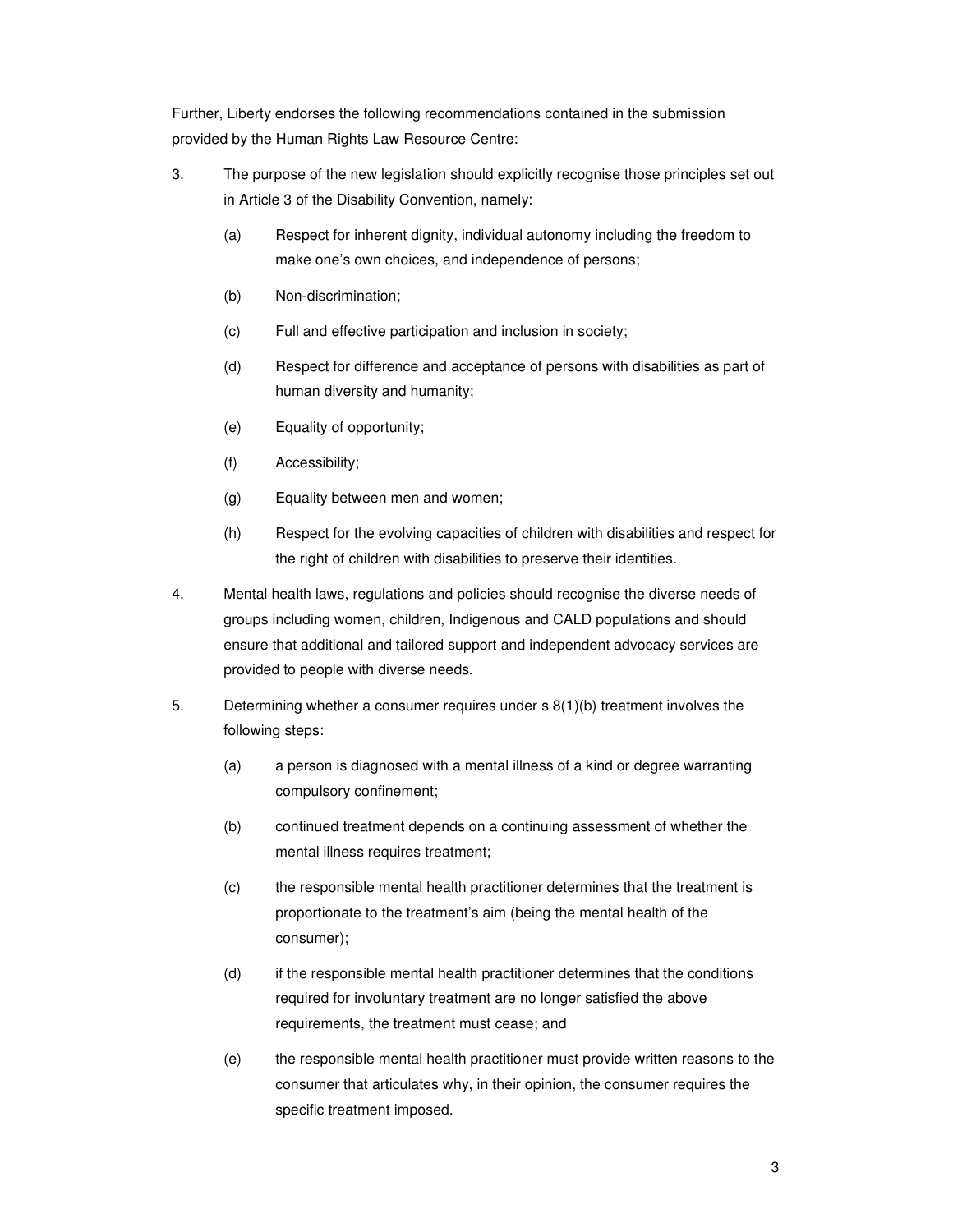Further, Liberty endorses the following recommendations contained in the submission provided by the Human Rights Law Resource Centre:

3. The purpose of the new legislation should explicitly recognise those principles set out in Article 3 of the Disability Convention, namely:

   (a) Respect for inherent dignity, individual autonomy including the freedom to make one's own choices, and independence of persons;

   (b) Non-discrimination;

   (c) Full and effective participation and inclusion in society;

   (d) Respect for difference and acceptance of persons with disabilities as part of human diversity and humanity;

   (e) Equality of opportunity;

   (f) Accessibility;

   (g) Equality between men and women;

   (h) Respect for the evolving capacities of children with disabilities and respect for the right of children with disabilities to preserve their identities.

4. Mental health laws, regulations and policies should recognise the diverse needs of groups including women, children, Indigenous and CALD populations and should ensure that additional and tailored support and independent advocacy services are provided to people with diverse needs.

5. Determining whether a consumer requires under s 8(1)(b) treatment involves the following steps:

   (a) a person is diagnosed with a mental illness of a kind or degree warranting compulsory confinement;

   (b) continued treatment depends on a continuing assessment of whether the mental illness requires treatment;

   (c) the responsible mental health practitioner determines that the treatment is proportionate to the treatment's aim (being the mental health of the consumer);

   (d) if the responsible mental health practitioner determines that the conditions required for involuntary treatment are no longer satisfied the above requirements, the treatment must cease; and

   (e) the responsible mental health practitioner must provide written reasons to the consumer that articulates why, in their opinion, the consumer requires the specific treatment imposed.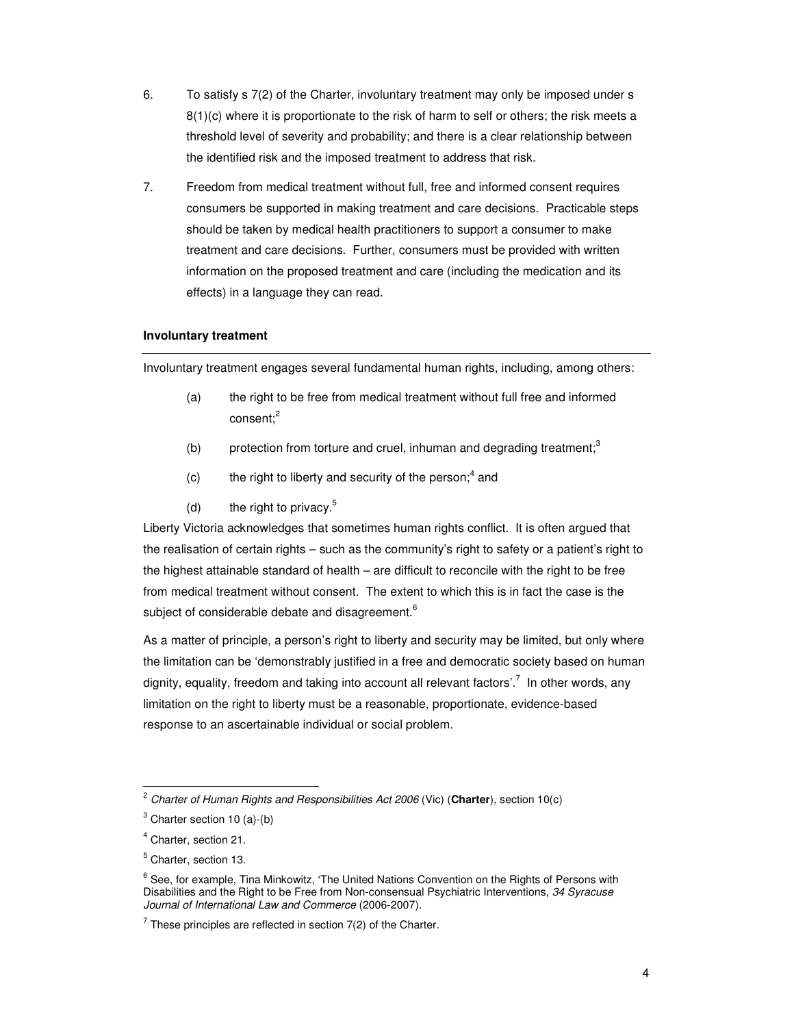6. To satisfy s 7(2) of the Charter, involuntary treatment may only be imposed under s 8(1)(c) where it is proportionate to the risk of harm to self or others; the risk meets a threshold level of severity and probability; and there is a clear relationship between the identified risk and the imposed treatment to address that risk.

7. Freedom from medical treatment without full, free and informed consent requires consumers be supported in making treatment and care decisions. Practicable steps should be taken by medical health practitioners to support a consumer to make treatment and care decisions. Further, consumers must be provided with written information on the proposed treatment and care (including the medication and its effects) in a language they can read.

**Involuntary treatment**

Involuntary treatment engages several fundamental human rights, including, among others:

(a) the right to be free from medical treatment without full free and informed consent;[2]

(b) protection from torture and cruel, inhuman and degrading treatment;[3]

(c) the right to liberty and security of the person;[4] and

(d) the right to privacy.[5]

Liberty Victoria acknowledges that sometimes human rights conflict. It is often argued that the realisation of certain rights – such as the community's right to safety or a patient's right to the highest attainable standard of health – are difficult to reconcile with the right to be free from medical treatment without consent. The extent to which this is in fact the case is the subject of considerable debate and disagreement.[6]

As a matter of principle, a person's right to liberty and security may be limited, but only where the limitation can be 'demonstrably justified in a free and democratic society based on human dignity, equality, freedom and taking into account all relevant factors'.[7] In other words, any limitation on the right to liberty must be a reasonable, proportionate, evidence-based response to an ascertainable individual or social problem.

---

[2] *Charter of Human Rights and Responsibilities Act 2006* (Vic) (**Charter**), section 10(c)

[3] Charter section 10 (a)-(b)

[4] Charter, section 21.

[5] Charter, section 13.

[6] See, for example, Tina Minkowitz, 'The United Nations Convention on the Rights of Persons with Disabilities and the Right to be Free from Non-consensual Psychiatric Interventions, *34 Syracuse Journal of International Law and Commerce* (2006-2007).

[7] These principles are reflected in section 7(2) of the Charter.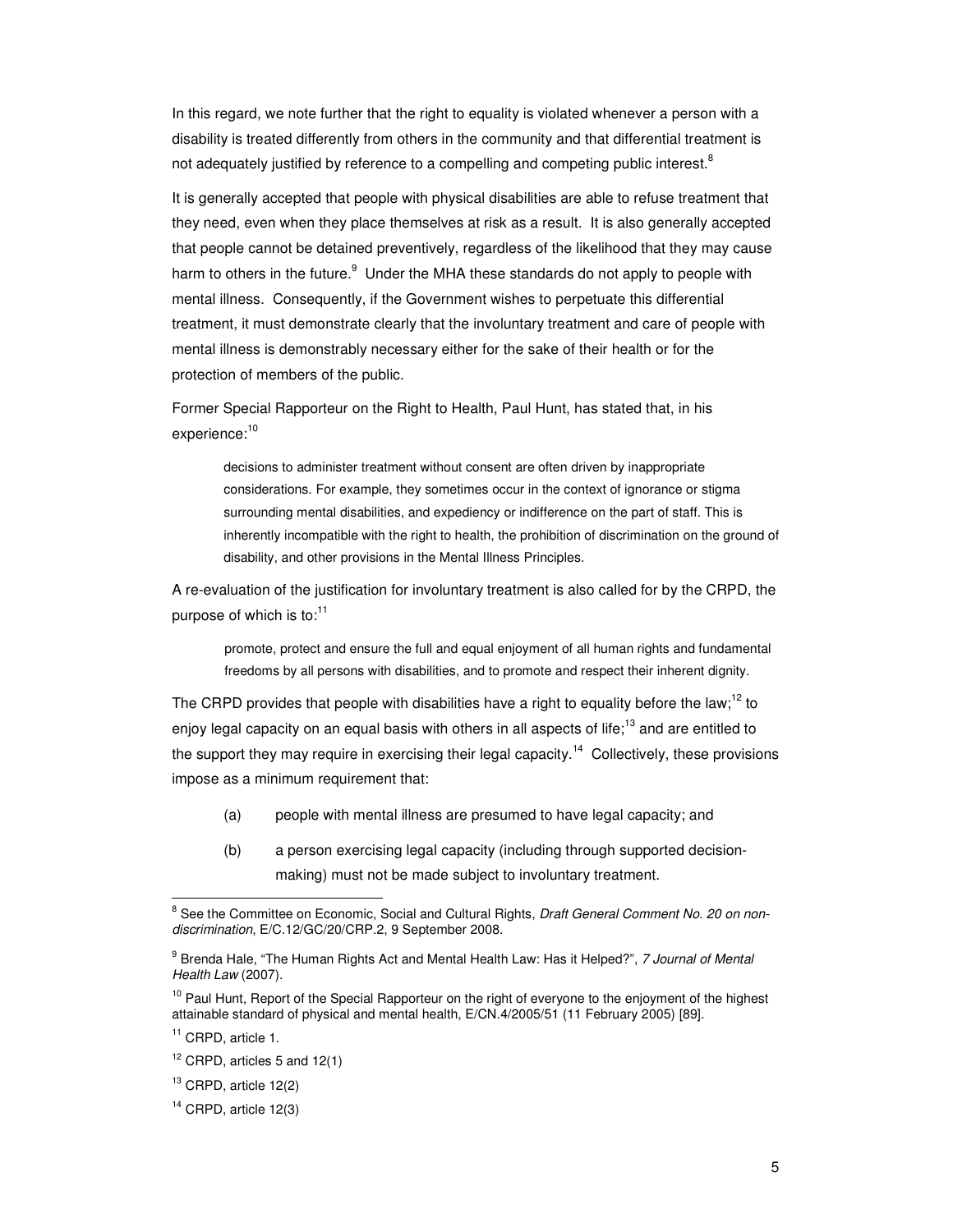In this regard, we note further that the right to equality is violated whenever a person with a disability is treated differently from others in the community and that differential treatment is not adequately justified by reference to a compelling and competing public interest.[8]

It is generally accepted that people with physical disabilities are able to refuse treatment that they need, even when they place themselves at risk as a result. It is also generally accepted that people cannot be detained preventively, regardless of the likelihood that they may cause harm to others in the future.[9] Under the MHA these standards do not apply to people with mental illness. Consequently, if the Government wishes to perpetuate this differential treatment, it must demonstrate clearly that the involuntary treatment and care of people with mental illness is demonstrably necessary either for the sake of their health or for the protection of members of the public.

Former Special Rapporteur on the Right to Health, Paul Hunt, has stated that, in his experience:[10]

> decisions to administer treatment without consent are often driven by inappropriate considerations. For example, they sometimes occur in the context of ignorance or stigma surrounding mental disabilities, and expediency or indifference on the part of staff. This is inherently incompatible with the right to health, the prohibition of discrimination on the ground of disability, and other provisions in the Mental Illness Principles.

A re-evaluation of the justification for involuntary treatment is also called for by the CRPD, the purpose of which is to:[11]

> promote, protect and ensure the full and equal enjoyment of all human rights and fundamental freedoms by all persons with disabilities, and to promote and respect their inherent dignity.

The CRPD provides that people with disabilities have a right to equality before the law;[12] to enjoy legal capacity on an equal basis with others in all aspects of life;[13] and are entitled to the support they may require in exercising their legal capacity.[14] Collectively, these provisions impose as a minimum requirement that:

(a) people with mental illness are presumed to have legal capacity; and

(b) a person exercising legal capacity (including through supported decision-making) must not be made subject to involuntary treatment.

---

[8] See the Committee on Economic, Social and Cultural Rights, *Draft General Comment No. 20 on non-discrimination*, E/C.12/GC/20/CRP.2, 9 September 2008.

[9] Brenda Hale, "The Human Rights Act and Mental Health Law: Has it Helped?", *7 Journal of Mental Health Law* (2007).

[10] Paul Hunt, Report of the Special Rapporteur on the right of everyone to the enjoyment of the highest attainable standard of physical and mental health, E/CN.4/2005/51 (11 February 2005) [89].

[11] CRPD, article 1.

[12] CRPD, articles 5 and 12(1)

[13] CRPD, article 12(2)

[14] CRPD, article 12(3)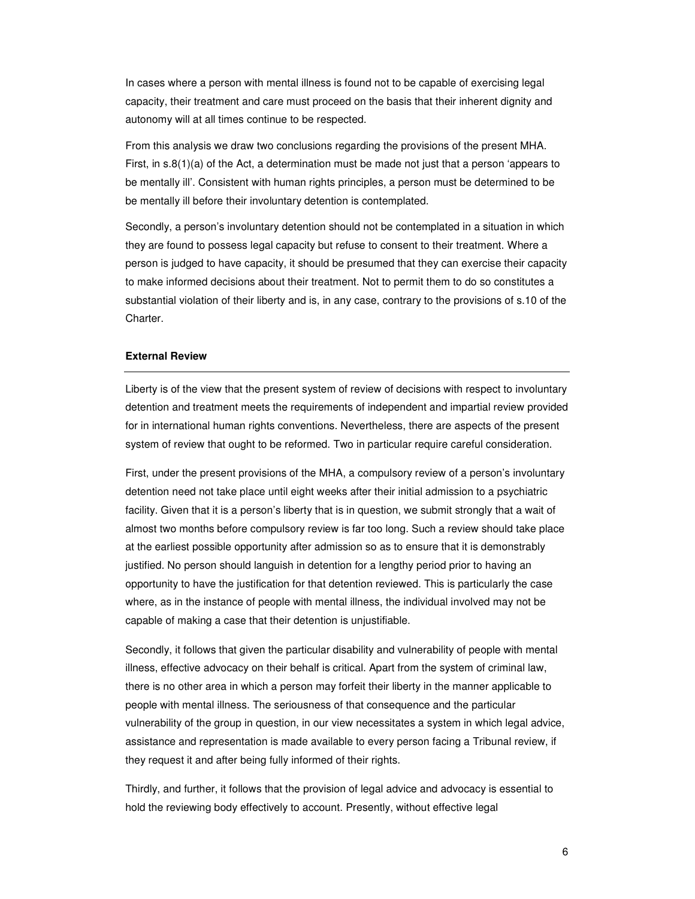In cases where a person with mental illness is found not to be capable of exercising legal capacity, their treatment and care must proceed on the basis that their inherent dignity and autonomy will at all times continue to be respected.

From this analysis we draw two conclusions regarding the provisions of the present MHA. First, in s.8(1)(a) of the Act, a determination must be made not just that a person 'appears to be mentally ill'. Consistent with human rights principles, a person must be determined to be be mentally ill before their involuntary detention is contemplated.

Secondly, a person's involuntary detention should not be contemplated in a situation in which they are found to possess legal capacity but refuse to consent to their treatment. Where a person is judged to have capacity, it should be presumed that they can exercise their capacity to make informed decisions about their treatment. Not to permit them to do so constitutes a substantial violation of their liberty and is, in any case, contrary to the provisions of s.10 of the Charter.

## External Review

Liberty is of the view that the present system of review of decisions with respect to involuntary detention and treatment meets the requirements of independent and impartial review provided for in international human rights conventions. Nevertheless, there are aspects of the present system of review that ought to be reformed. Two in particular require careful consideration.

First, under the present provisions of the MHA, a compulsory review of a person's involuntary detention need not take place until eight weeks after their initial admission to a psychiatric facility. Given that it is a person's liberty that is in question, we submit strongly that a wait of almost two months before compulsory review is far too long. Such a review should take place at the earliest possible opportunity after admission so as to ensure that it is demonstrably justified. No person should languish in detention for a lengthy period prior to having an opportunity to have the justification for that detention reviewed. This is particularly the case where, as in the instance of people with mental illness, the individual involved may not be capable of making a case that their detention is unjustifiable.

Secondly, it follows that given the particular disability and vulnerability of people with mental illness, effective advocacy on their behalf is critical. Apart from the system of criminal law, there is no other area in which a person may forfeit their liberty in the manner applicable to people with mental illness. The seriousness of that consequence and the particular vulnerability of the group in question, in our view necessitates a system in which legal advice, assistance and representation is made available to every person facing a Tribunal review, if they request it and after being fully informed of their rights.

Thirdly, and further, it follows that the provision of legal advice and advocacy is essential to hold the reviewing body effectively to account. Presently, without effective legal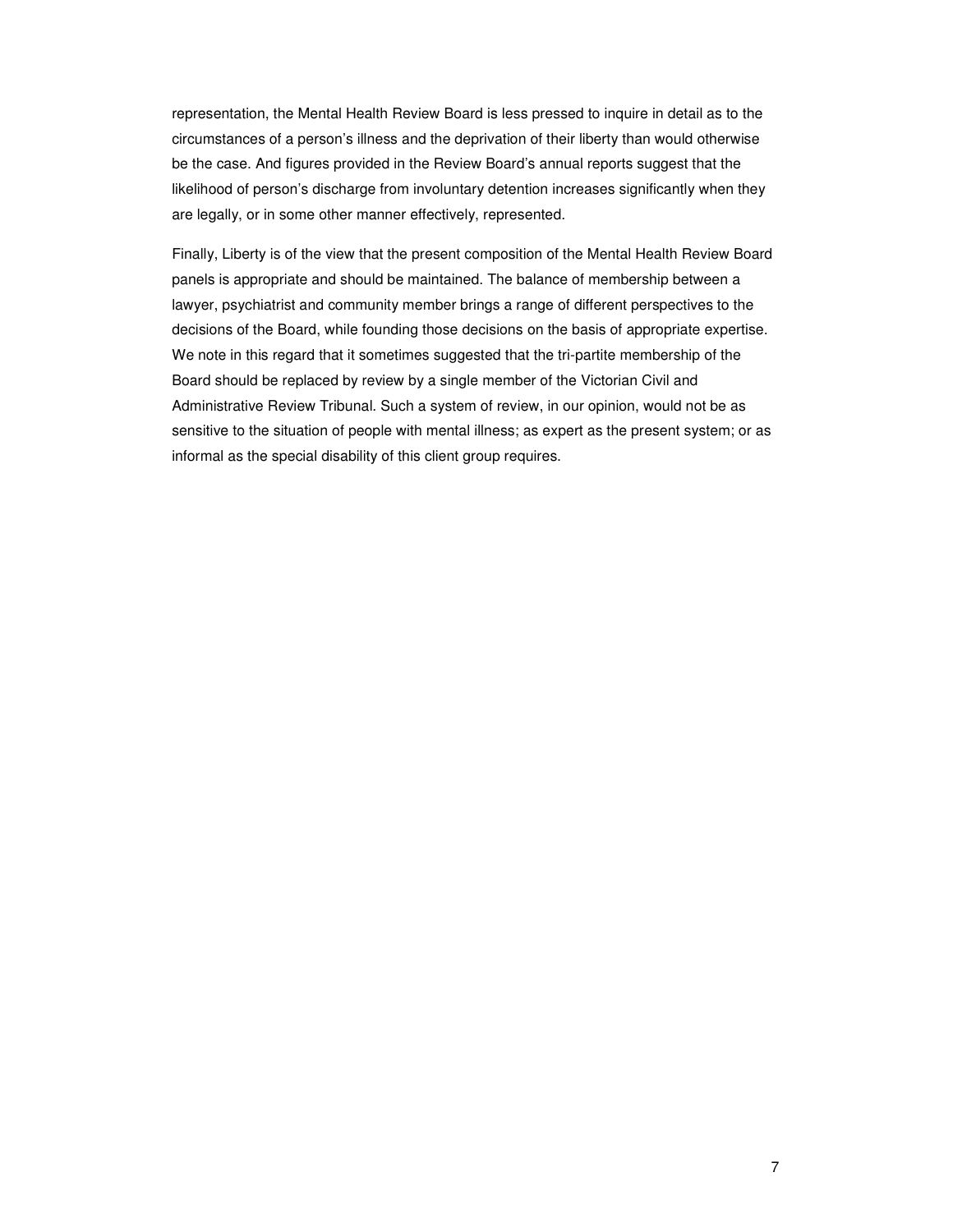representation, the Mental Health Review Board is less pressed to inquire in detail as to the circumstances of a person's illness and the deprivation of their liberty than would otherwise be the case. And figures provided in the Review Board's annual reports suggest that the likelihood of person's discharge from involuntary detention increases significantly when they are legally, or in some other manner effectively, represented.

Finally, Liberty is of the view that the present composition of the Mental Health Review Board panels is appropriate and should be maintained. The balance of membership between a lawyer, psychiatrist and community member brings a range of different perspectives to the decisions of the Board, while founding those decisions on the basis of appropriate expertise. We note in this regard that it sometimes suggested that the tri-partite membership of the Board should be replaced by review by a single member of the Victorian Civil and Administrative Review Tribunal. Such a system of review, in our opinion, would not be as sensitive to the situation of people with mental illness; as expert as the present system; or as informal as the special disability of this client group requires.